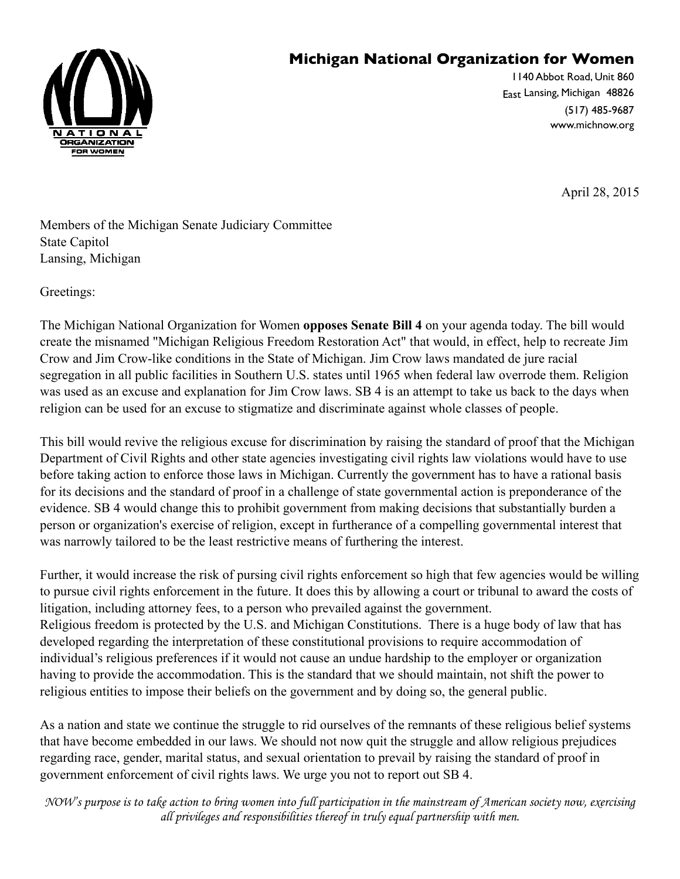# Michigan National Organization for Women

1140 Abbot Road, Unit 860
East Lansing, Michigan 48826
(517) 485-9687
www.michnow.org

April 28, 2015

Members of the Michigan Senate Judiciary Committee
State Capitol
Lansing, Michigan

Greetings:

The Michigan National Organization for Women **opposes Senate Bill 4** on your agenda today. The bill would create the misnamed "Michigan Religious Freedom Restoration Act" that would, in effect, help to recreate Jim Crow and Jim Crow-like conditions in the State of Michigan. Jim Crow laws mandated de jure racial segregation in all public facilities in Southern U.S. states until 1965 when federal law overrode them. Religion was used as an excuse and explanation for Jim Crow laws. SB 4 is an attempt to take us back to the days when religion can be used for an excuse to stigmatize and discriminate against whole classes of people.

This bill would revive the religious excuse for discrimination by raising the standard of proof that the Michigan Department of Civil Rights and other state agencies investigating civil rights law violations would have to use before taking action to enforce those laws in Michigan. Currently the government has to have a rational basis for its decisions and the standard of proof in a challenge of state governmental action is preponderance of the evidence. SB 4 would change this to prohibit government from making decisions that substantially burden a person or organization's exercise of religion, except in furtherance of a compelling governmental interest that was narrowly tailored to be the least restrictive means of furthering the interest.

Further, it would increase the risk of pursing civil rights enforcement so high that few agencies would be willing to pursue civil rights enforcement in the future. It does this by allowing a court or tribunal to award the costs of litigation, including attorney fees, to a person who prevailed against the government.
Religious freedom is protected by the U.S. and Michigan Constitutions. There is a huge body of law that has developed regarding the interpretation of these constitutional provisions to require accommodation of individual's religious preferences if it would not cause an undue hardship to the employer or organization having to provide the accommodation. This is the standard that we should maintain, not shift the power to religious entities to impose their beliefs on the government and by doing so, the general public.

As a nation and state we continue the struggle to rid ourselves of the remnants of these religious belief systems that have become embedded in our laws. We should not now quit the struggle and allow religious prejudices regarding race, gender, marital status, and sexual orientation to prevail by raising the standard of proof in government enforcement of civil rights laws. We urge you not to report out SB 4.

*NOW's purpose is to take action to bring women into full participation in the mainstream of American society now, exercising all privileges and responsibilities thereof in truly equal partnership with men.*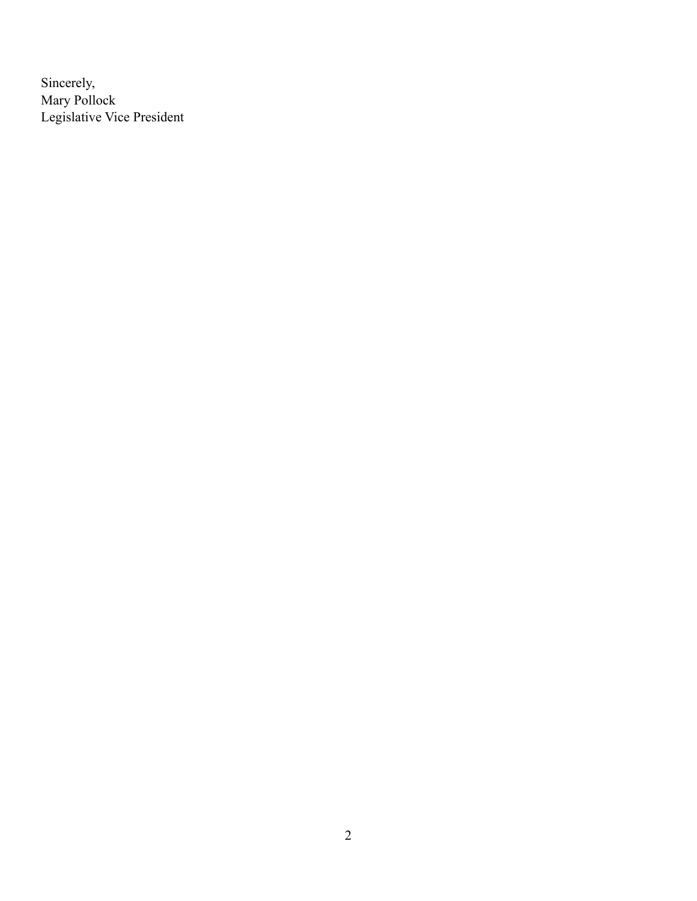Sincerely,
Mary Pollock
Legislative Vice President